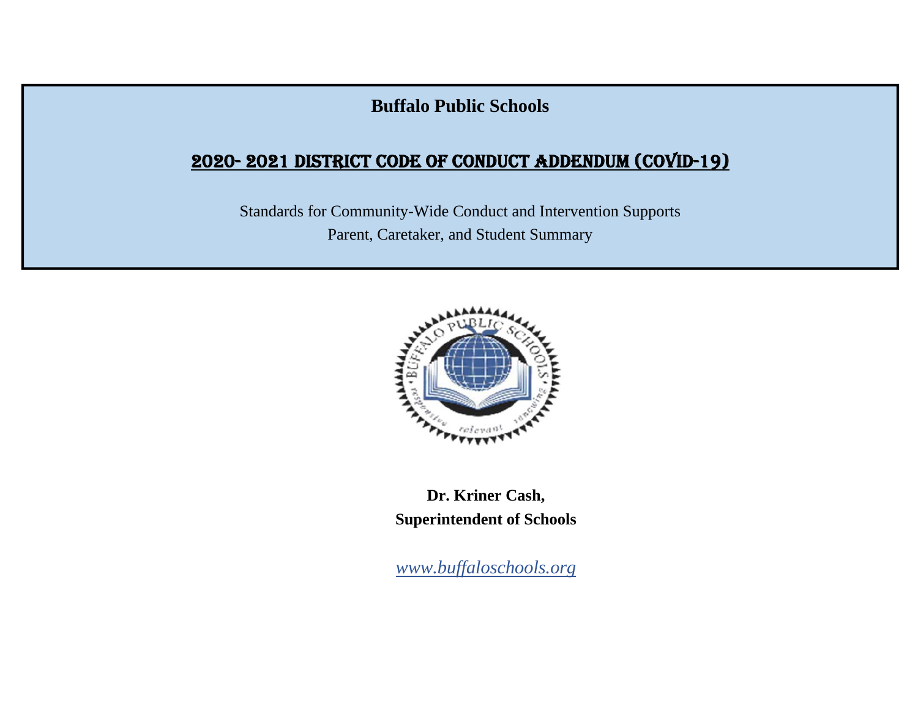**Buffalo Public Schools**

# 2020- 2021 DISTRICT CODE OF CONDUCT ADDENDUM (COVID-19)

Standards for Community-Wide Conduct and Intervention Supports

Parent, Caretaker, and Student Summary

**Dr. Kriner Cash,**
**Superintendent of Schools**

*www.buffaloschools.org*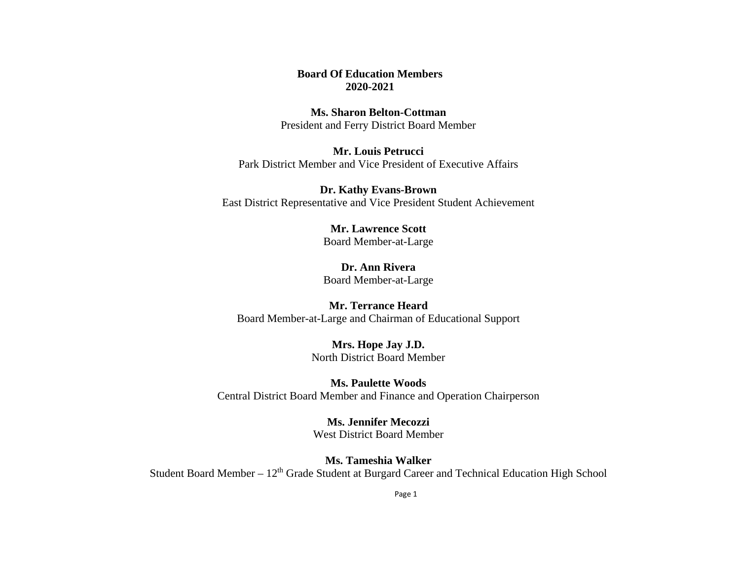# Board Of Education Members
## 2020-2021

**Ms. Sharon Belton-Cottman**
President and Ferry District Board Member

**Mr. Louis Petrucci**
Park District Member and Vice President of Executive Affairs

**Dr. Kathy Evans-Brown**
East District Representative and Vice President Student Achievement

**Mr. Lawrence Scott**
Board Member-at-Large

**Dr. Ann Rivera**
Board Member-at-Large

**Mr. Terrance Heard**
Board Member-at-Large and Chairman of Educational Support

**Mrs. Hope Jay J.D.**
North District Board Member

**Ms. Paulette Woods**
Central District Board Member and Finance and Operation Chairperson

**Ms. Jennifer Mecozzi**
West District Board Member

**Ms. Tameshia Walker**
Student Board Member – 12th Grade Student at Burgard Career and Technical Education High School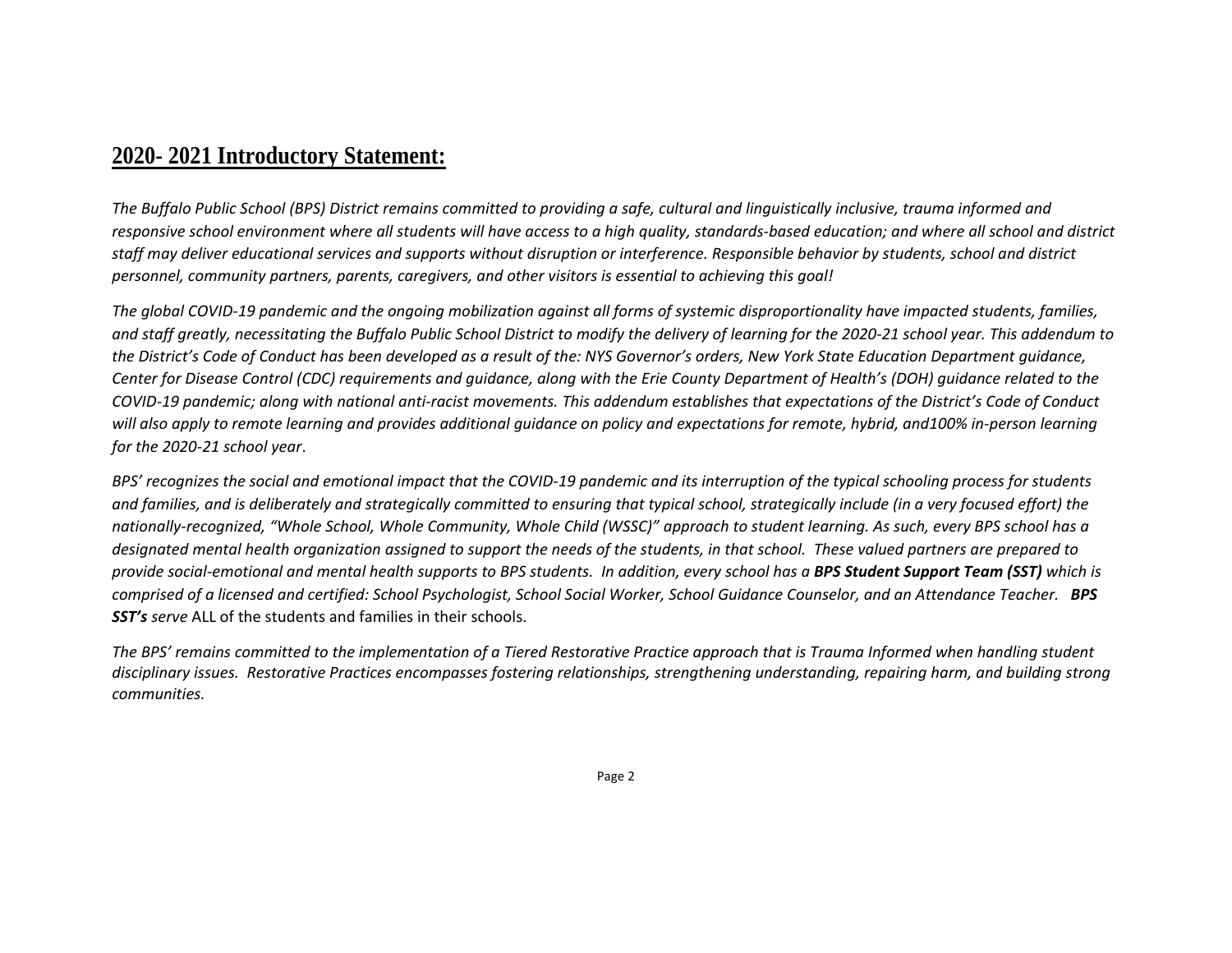## 2020- 2021 Introductory Statement:

*The Buffalo Public School (BPS) District remains committed to providing a safe, cultural and linguistically inclusive, trauma informed and responsive school environment where all students will have access to a high quality, standards-based education; and where all school and district staff may deliver educational services and supports without disruption or interference. Responsible behavior by students, school and district personnel, community partners, parents, caregivers, and other visitors is essential to achieving this goal!*

*The global COVID-19 pandemic and the ongoing mobilization against all forms of systemic disproportionality have impacted students, families, and staff greatly, necessitating the Buffalo Public School District to modify the delivery of learning for the 2020-21 school year. This addendum to the District's Code of Conduct has been developed as a result of the: NYS Governor's orders, New York State Education Department guidance, Center for Disease Control (CDC) requirements and guidance, along with the Erie County Department of Health's (DOH) guidance related to the COVID-19 pandemic; along with national anti-racist movements. This addendum establishes that expectations of the District's Code of Conduct will also apply to remote learning and provides additional guidance on policy and expectations for remote, hybrid, and100% in-person learning for the 2020-21 school year*.

*BPS' recognizes the social and emotional impact that the COVID-19 pandemic and its interruption of the typical schooling process for students and families, and is deliberately and strategically committed to ensuring that typical school, strategically include (in a very focused effort) the nationally-recognized, "Whole School, Whole Community, Whole Child (WSSC)" approach to student learning. As such, every BPS school has a designated mental health organization assigned to support the needs of the students, in that school. These valued partners are prepared to provide social-emotional and mental health supports to BPS students. In addition, every school has a **BPS Student Support Team (SST)** which is comprised of a licensed and certified: School Psychologist, School Social Worker, School Guidance Counselor, and an Attendance Teacher. **BPS SST's** serve* ALL of the students and families in their schools.

*The BPS' remains committed to the implementation of a Tiered Restorative Practice approach that is Trauma Informed when handling student disciplinary issues. Restorative Practices encompasses fostering relationships, strengthening understanding, repairing harm, and building strong communities.*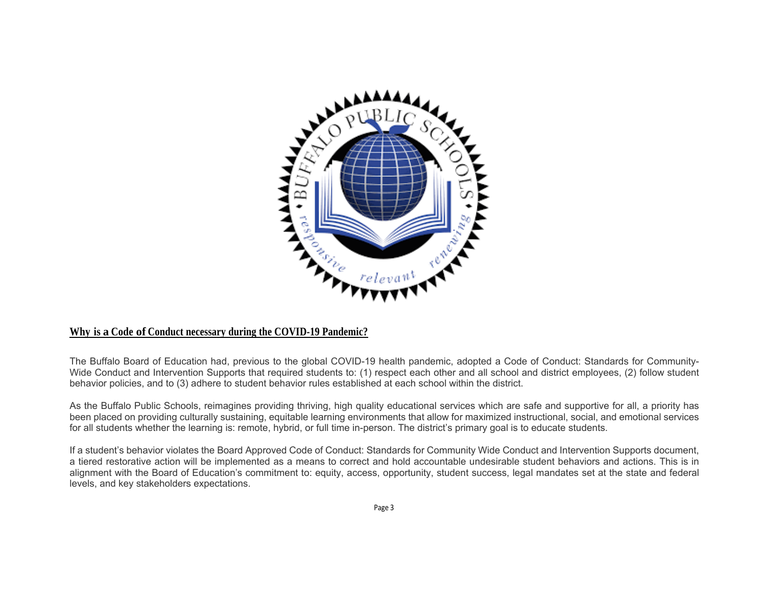## Why is a Code of Conduct necessary during the COVID-19 Pandemic?

The Buffalo Board of Education had, previous to the global COVID-19 health pandemic, adopted a Code of Conduct: Standards for Community-Wide Conduct and Intervention Supports that required students to: (1) respect each other and all school and district employees, (2) follow student behavior policies, and to (3) adhere to student behavior rules established at each school within the district.

As the Buffalo Public Schools, reimagines providing thriving, high quality educational services which are safe and supportive for all, a priority has been placed on providing culturally sustaining, equitable learning environments that allow for maximized instructional, social, and emotional services for all students whether the learning is: remote, hybrid, or full time in-person. The district's primary goal is to educate students.

If a student's behavior violates the Board Approved Code of Conduct: Standards for Community Wide Conduct and Intervention Supports document, a tiered restorative action will be implemented as a means to correct and hold accountable undesirable student behaviors and actions. This is in alignment with the Board of Education's commitment to: equity, access, opportunity, student success, legal mandates set at the state and federal levels, and key stakeholders expectations.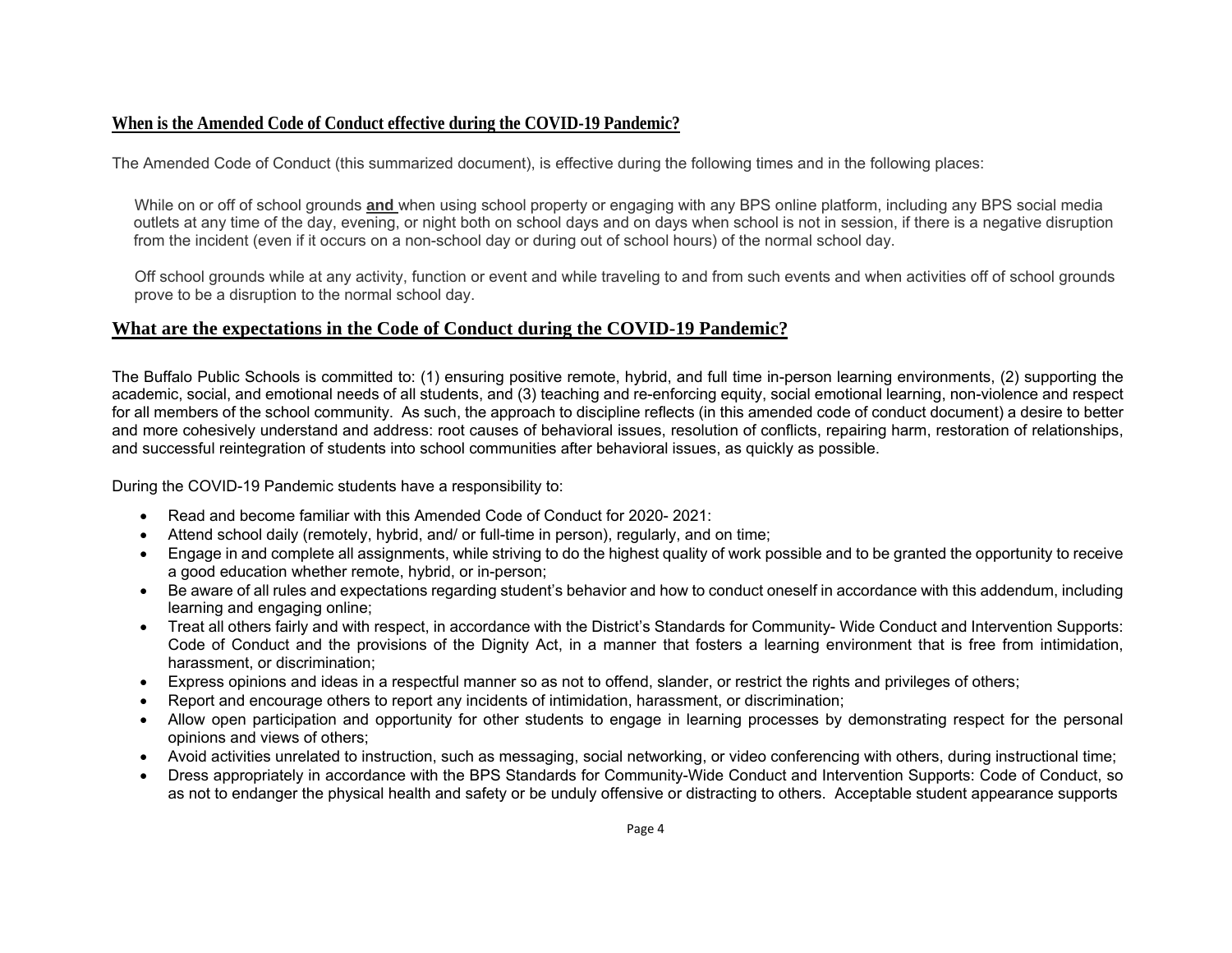## When is the Amended Code of Conduct effective during the COVID-19 Pandemic?

The Amended Code of Conduct (this summarized document), is effective during the following times and in the following places:

While on or off of school grounds **and** when using school property or engaging with any BPS online platform, including any BPS social media outlets at any time of the day, evening, or night both on school days and on days when school is not in session, if there is a negative disruption from the incident (even if it occurs on a non-school day or during out of school hours) of the normal school day.

Off school grounds while at any activity, function or event and while traveling to and from such events and when activities off of school grounds prove to be a disruption to the normal school day.

## What are the expectations in the Code of Conduct during the COVID-19 Pandemic?

The Buffalo Public Schools is committed to: (1) ensuring positive remote, hybrid, and full time in-person learning environments, (2) supporting the academic, social, and emotional needs of all students, and (3) teaching and re-enforcing equity, social emotional learning, non-violence and respect for all members of the school community. As such, the approach to discipline reflects (in this amended code of conduct document) a desire to better and more cohesively understand and address: root causes of behavioral issues, resolution of conflicts, repairing harm, restoration of relationships, and successful reintegration of students into school communities after behavioral issues, as quickly as possible.

During the COVID-19 Pandemic students have a responsibility to:

- Read and become familiar with this Amended Code of Conduct for 2020- 2021:
- Attend school daily (remotely, hybrid, and/ or full-time in person), regularly, and on time;
- Engage in and complete all assignments, while striving to do the highest quality of work possible and to be granted the opportunity to receive a good education whether remote, hybrid, or in-person;
- Be aware of all rules and expectations regarding student's behavior and how to conduct oneself in accordance with this addendum, including learning and engaging online;
- Treat all others fairly and with respect, in accordance with the District's Standards for Community- Wide Conduct and Intervention Supports: Code of Conduct and the provisions of the Dignity Act, in a manner that fosters a learning environment that is free from intimidation, harassment, or discrimination;
- Express opinions and ideas in a respectful manner so as not to offend, slander, or restrict the rights and privileges of others;
- Report and encourage others to report any incidents of intimidation, harassment, or discrimination;
- Allow open participation and opportunity for other students to engage in learning processes by demonstrating respect for the personal opinions and views of others;
- Avoid activities unrelated to instruction, such as messaging, social networking, or video conferencing with others, during instructional time;
- Dress appropriately in accordance with the BPS Standards for Community-Wide Conduct and Intervention Supports: Code of Conduct, so as not to endanger the physical health and safety or be unduly offensive or distracting to others. Acceptable student appearance supports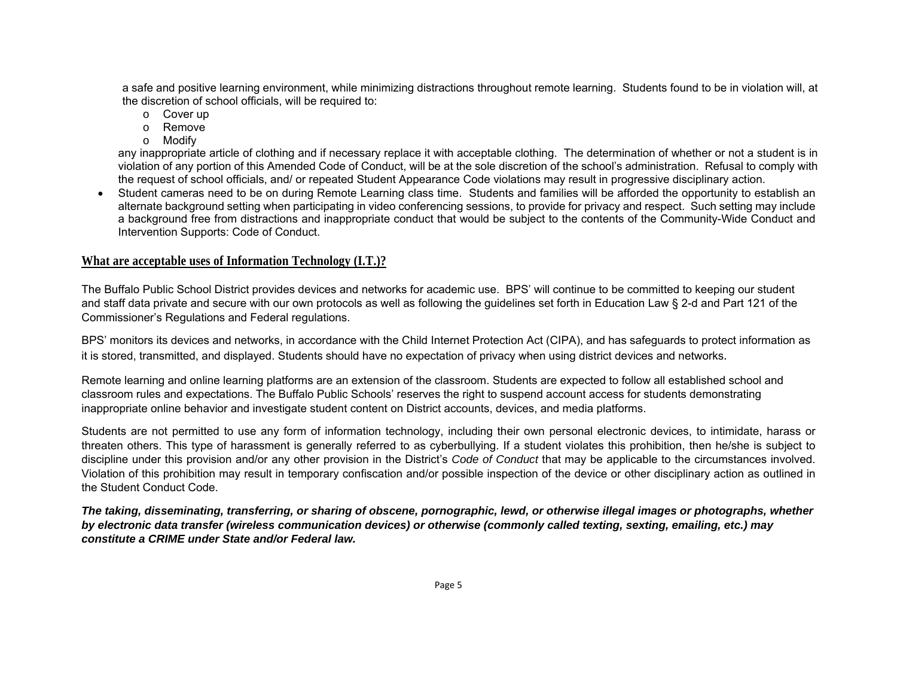a safe and positive learning environment, while minimizing distractions throughout remote learning. Students found to be in violation will, at the discretion of school officials, will be required to:

- Cover up
- Remove
- Modify

any inappropriate article of clothing and if necessary replace it with acceptable clothing. The determination of whether or not a student is in violation of any portion of this Amended Code of Conduct, will be at the sole discretion of the school's administration. Refusal to comply with the request of school officials, and/ or repeated Student Appearance Code violations may result in progressive disciplinary action.

- Student cameras need to be on during Remote Learning class time. Students and families will be afforded the opportunity to establish an alternate background setting when participating in video conferencing sessions, to provide for privacy and respect. Such setting may include a background free from distractions and inappropriate conduct that would be subject to the contents of the Community-Wide Conduct and Intervention Supports: Code of Conduct.

## What are acceptable uses of Information Technology (I.T.)?

The Buffalo Public School District provides devices and networks for academic use. BPS' will continue to be committed to keeping our student and staff data private and secure with our own protocols as well as following the guidelines set forth in Education Law § 2-d and Part 121 of the Commissioner's Regulations and Federal regulations.

BPS' monitors its devices and networks, in accordance with the Child Internet Protection Act (CIPA), and has safeguards to protect information as it is stored, transmitted, and displayed. Students should have no expectation of privacy when using district devices and networks.

Remote learning and online learning platforms are an extension of the classroom. Students are expected to follow all established school and classroom rules and expectations. The Buffalo Public Schools' reserves the right to suspend account access for students demonstrating inappropriate online behavior and investigate student content on District accounts, devices, and media platforms.

Students are not permitted to use any form of information technology, including their own personal electronic devices, to intimidate, harass or threaten others. This type of harassment is generally referred to as cyberbullying. If a student violates this prohibition, then he/she is subject to discipline under this provision and/or any other provision in the District's *Code of Conduct* that may be applicable to the circumstances involved. Violation of this prohibition may result in temporary confiscation and/or possible inspection of the device or other disciplinary action as outlined in the Student Conduct Code.

***The taking, disseminating, transferring, or sharing of obscene, pornographic, lewd, or otherwise illegal images or photographs, whether by electronic data transfer (wireless communication devices) or otherwise (commonly called texting, sexting, emailing, etc.) may constitute a CRIME under State and/or Federal law.***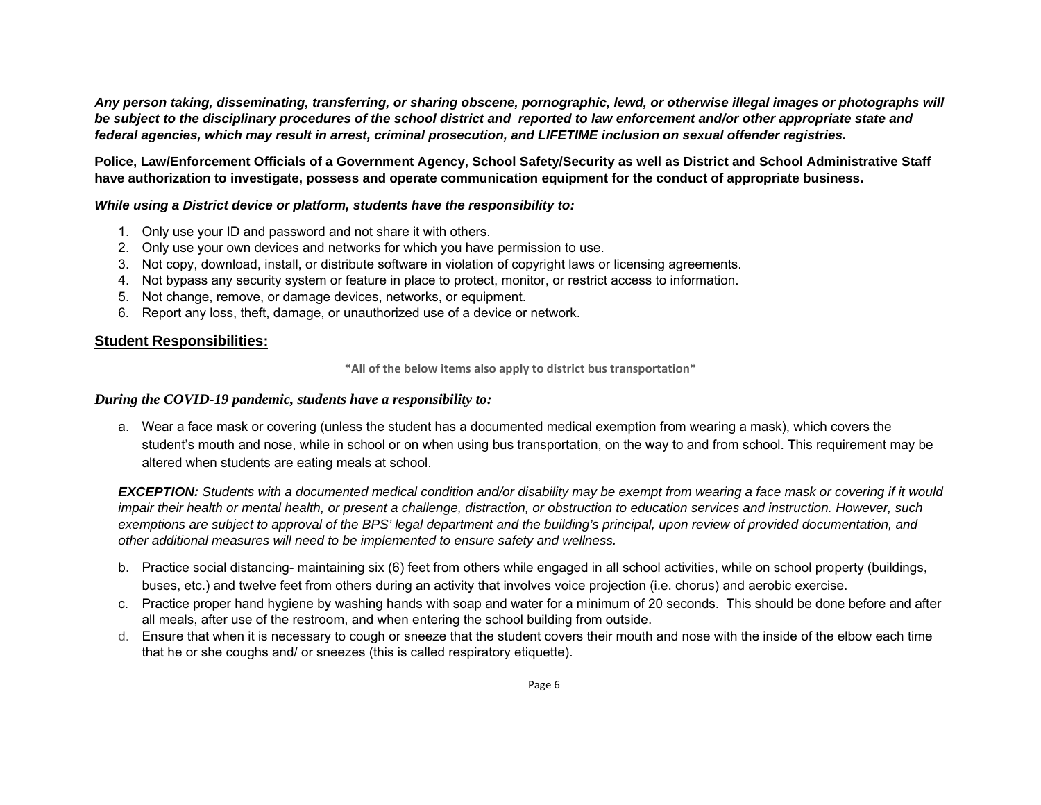***Any person taking, disseminating, transferring, or sharing obscene, pornographic, lewd, or otherwise illegal images or photographs will be subject to the disciplinary procedures of the school district and reported to law enforcement and/or other appropriate state and federal agencies, which may result in arrest, criminal prosecution, and LIFETIME inclusion on sexual offender registries.***

**Police, Law/Enforcement Officials of a Government Agency, School Safety/Security as well as District and School Administrative Staff have authorization to investigate, possess and operate communication equipment for the conduct of appropriate business.**

***While using a District device or platform, students have the responsibility to:***

1. Only use your ID and password and not share it with others.
2. Only use your own devices and networks for which you have permission to use.
3. Not copy, download, install, or distribute software in violation of copyright laws or licensing agreements.
4. Not bypass any security system or feature in place to protect, monitor, or restrict access to information.
5. Not change, remove, or damage devices, networks, or equipment.
6. Report any loss, theft, damage, or unauthorized use of a device or network.

## Student Responsibilities:

**\*All of the below items also apply to district bus transportation\***

***During the COVID-19 pandemic, students have a responsibility to:***

a. Wear a face mask or covering (unless the student has a documented medical exemption from wearing a mask), which covers the student's mouth and nose, while in school or on when using bus transportation, on the way to and from school. This requirement may be altered when students are eating meals at school.

***EXCEPTION:*** *Students with a documented medical condition and/or disability may be exempt from wearing a face mask or covering if it would impair their health or mental health, or present a challenge, distraction, or obstruction to education services and instruction. However, such exemptions are subject to approval of the BPS' legal department and the building's principal, upon review of provided documentation, and other additional measures will need to be implemented to ensure safety and wellness.*

b. Practice social distancing- maintaining six (6) feet from others while engaged in all school activities, while on school property (buildings, buses, etc.) and twelve feet from others during an activity that involves voice projection (i.e. chorus) and aerobic exercise.
c. Practice proper hand hygiene by washing hands with soap and water for a minimum of 20 seconds. This should be done before and after all meals, after use of the restroom, and when entering the school building from outside.
d. Ensure that when it is necessary to cough or sneeze that the student covers their mouth and nose with the inside of the elbow each time that he or she coughs and/ or sneezes (this is called respiratory etiquette).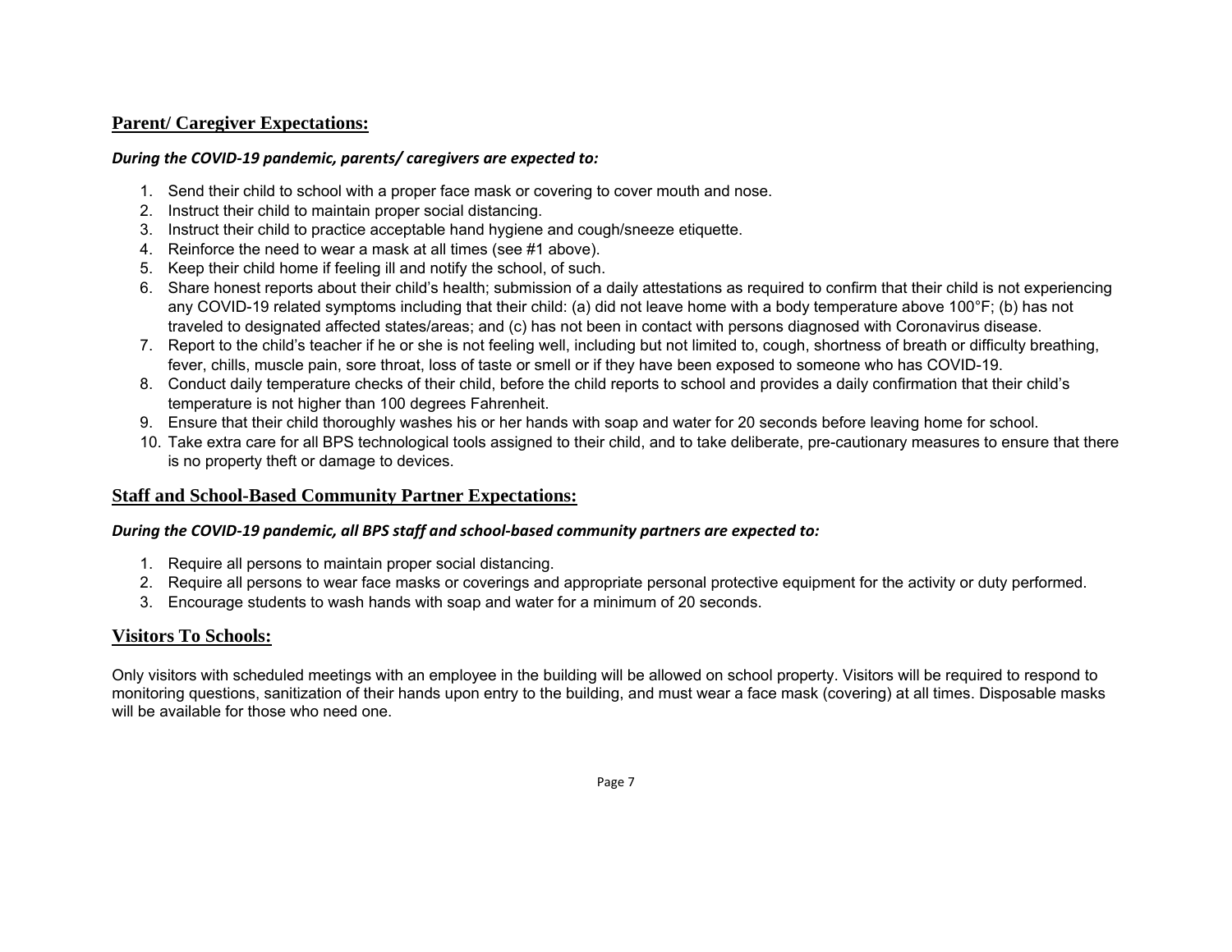## Parent/ Caregiver Expectations:

***During the COVID-19 pandemic, parents/ caregivers are expected to:***

1. Send their child to school with a proper face mask or covering to cover mouth and nose.
2. Instruct their child to maintain proper social distancing.
3. Instruct their child to practice acceptable hand hygiene and cough/sneeze etiquette.
4. Reinforce the need to wear a mask at all times (see #1 above).
5. Keep their child home if feeling ill and notify the school, of such.
6. Share honest reports about their child's health; submission of a daily attestations as required to confirm that their child is not experiencing any COVID-19 related symptoms including that their child: (a) did not leave home with a body temperature above 100°F; (b) has not traveled to designated affected states/areas; and (c) has not been in contact with persons diagnosed with Coronavirus disease.
7. Report to the child's teacher if he or she is not feeling well, including but not limited to, cough, shortness of breath or difficulty breathing, fever, chills, muscle pain, sore throat, loss of taste or smell or if they have been exposed to someone who has COVID-19.
8. Conduct daily temperature checks of their child, before the child reports to school and provides a daily confirmation that their child's temperature is not higher than 100 degrees Fahrenheit.
9. Ensure that their child thoroughly washes his or her hands with soap and water for 20 seconds before leaving home for school.
10. Take extra care for all BPS technological tools assigned to their child, and to take deliberate, pre-cautionary measures to ensure that there is no property theft or damage to devices.

## Staff and School-Based Community Partner Expectations:

***During the COVID-19 pandemic, all BPS staff and school-based community partners are expected to:***

1. Require all persons to maintain proper social distancing.
2. Require all persons to wear face masks or coverings and appropriate personal protective equipment for the activity or duty performed.
3. Encourage students to wash hands with soap and water for a minimum of 20 seconds.

## Visitors To Schools:

Only visitors with scheduled meetings with an employee in the building will be allowed on school property. Visitors will be required to respond to monitoring questions, sanitization of their hands upon entry to the building, and must wear a face mask (covering) at all times. Disposable masks will be available for those who need one.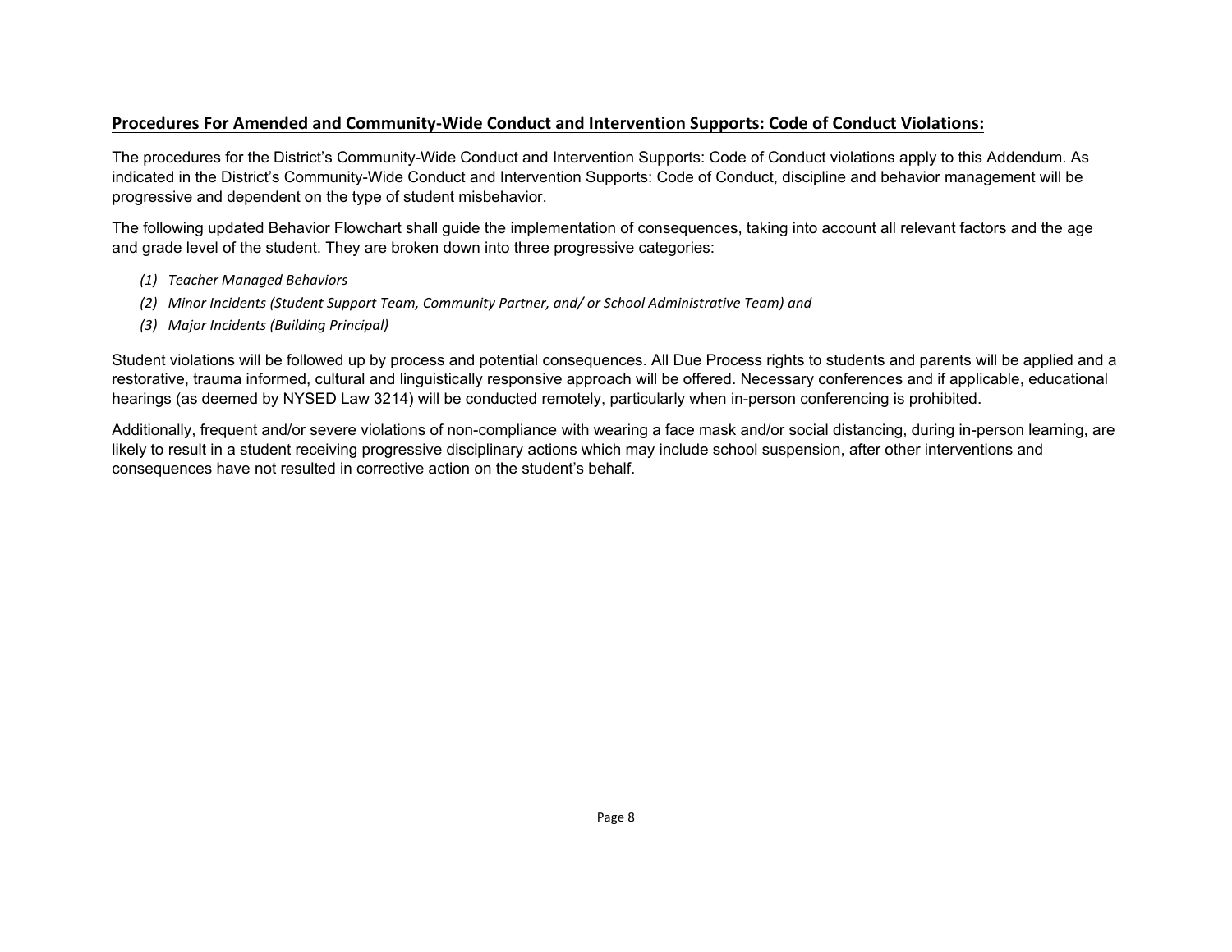## Procedures For Amended and Community-Wide Conduct and Intervention Supports: Code of Conduct Violations:

The procedures for the District's Community-Wide Conduct and Intervention Supports: Code of Conduct violations apply to this Addendum. As indicated in the District's Community-Wide Conduct and Intervention Supports: Code of Conduct, discipline and behavior management will be progressive and dependent on the type of student misbehavior.

The following updated Behavior Flowchart shall guide the implementation of consequences, taking into account all relevant factors and the age and grade level of the student. They are broken down into three progressive categories:

1. *Teacher Managed Behaviors*
2. *Minor Incidents (Student Support Team, Community Partner, and/ or School Administrative Team) and*
3. *Major Incidents (Building Principal)*

Student violations will be followed up by process and potential consequences. All Due Process rights to students and parents will be applied and a restorative, trauma informed, cultural and linguistically responsive approach will be offered. Necessary conferences and if applicable, educational hearings (as deemed by NYSED Law 3214) will be conducted remotely, particularly when in-person conferencing is prohibited.

Additionally, frequent and/or severe violations of non-compliance with wearing a face mask and/or social distancing, during in-person learning, are likely to result in a student receiving progressive disciplinary actions which may include school suspension, after other interventions and consequences have not resulted in corrective action on the student's behalf.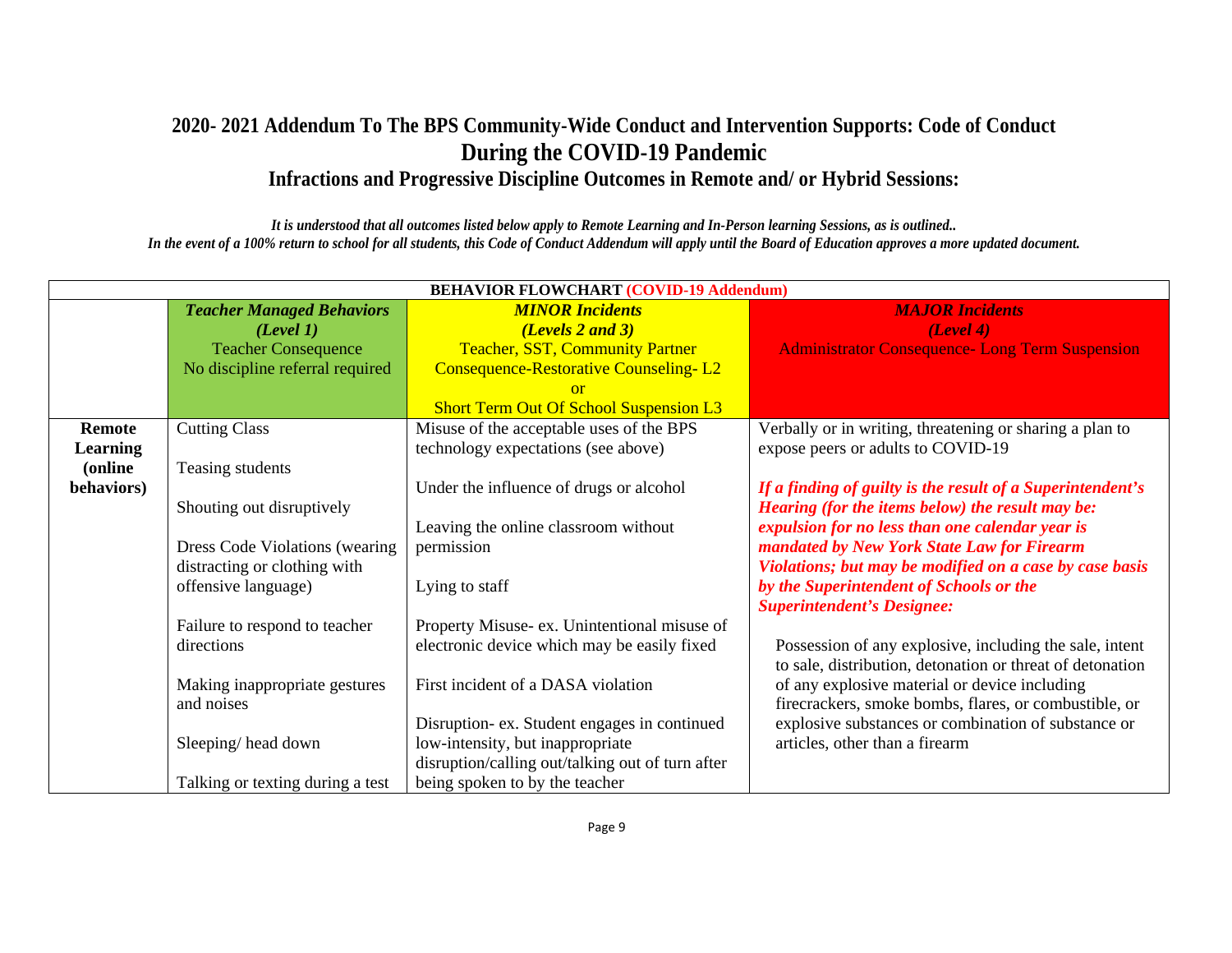# 2020- 2021 Addendum To The BPS Community-Wide Conduct and Intervention Supports: Code of Conduct During the COVID-19 Pandemic

## Infractions and Progressive Discipline Outcomes in Remote and/ or Hybrid Sessions:

***It is understood that all outcomes listed below apply to Remote Learning and In-Person learning Sessions, as is outlined..***

***In the event of a 100% return to school for all students, this Code of Conduct Addendum will apply until the Board of Education approves a more updated document.***

| **BEHAVIOR FLOWCHART (COVID-19 Addendum)** | | | |
|---|---|---|---|
| | ***Teacher Managed Behaviors (Level 1)*** Teacher Consequence No discipline referral required | ***MINOR Incidents (Levels 2 and 3)*** Teacher, SST, Community Partner Consequence-Restorative Counseling- L2 or Short Term Out Of School Suspension L3 | ***MAJOR Incidents (Level 4)*** Administrator Consequence- Long Term Suspension |
| **Remote Learning (online behaviors)** | Cutting Class<br><br>Teasing students<br><br>Shouting out disruptively<br><br>Dress Code Violations (wearing distracting or clothing with offensive language)<br><br>Failure to respond to teacher directions<br><br>Making inappropriate gestures and noises<br><br>Sleeping/ head down<br><br>Talking or texting during a test | Misuse of the acceptable uses of the BPS technology expectations (see above)<br><br>Under the influence of drugs or alcohol<br><br>Leaving the online classroom without permission<br><br>Lying to staff<br><br>Property Misuse- ex. Unintentional misuse of electronic device which may be easily fixed<br><br>First incident of a DASA violation<br><br>Disruption- ex. Student engages in continued low-intensity, but inappropriate disruption/calling out/talking out of turn after being spoken to by the teacher | Verbally or in writing, threatening or sharing a plan to expose peers or adults to COVID-19<br><br>***If a finding of guilty is the result of a Superintendent's Hearing (for the items below) the result may be: expulsion for no less than one calendar year is mandated by New York State Law for Firearm Violations; but may be modified on a case by case basis by the Superintendent of Schools or the Superintendent's Designee:***<br><br>Possession of any explosive, including the sale, intent to sale, distribution, detonation or threat of detonation of any explosive material or device including firecrackers, smoke bombs, flares, or combustible, or explosive substances or combination of substance or articles, other than a firearm |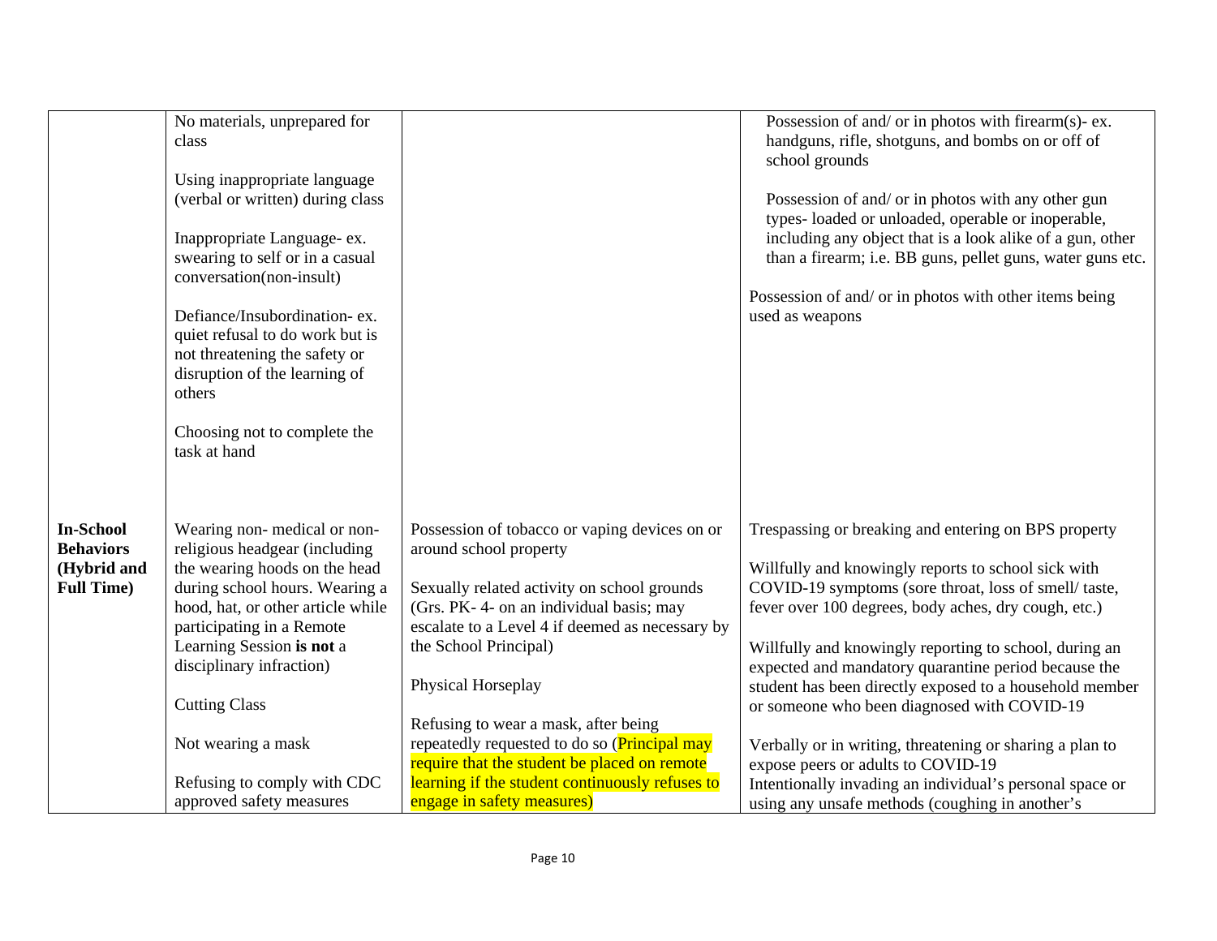| | | | |
|---|---|---|---|
| | No materials, unprepared for class<br><br>Using inappropriate language (verbal or written) during class<br><br>Inappropriate Language- ex. swearing to self or in a casual conversation(non-insult)<br><br>Defiance/Insubordination- ex. quiet refusal to do work but is not threatening the safety or disruption of the learning of others<br><br>Choosing not to complete the task at hand | | Possession of and/ or in photos with firearm(s)- ex. handguns, rifle, shotguns, and bombs on or off of school grounds<br><br>Possession of and/ or in photos with any other gun types- loaded or unloaded, operable or inoperable, including any object that is a look alike of a gun, other than a firearm; i.e. BB guns, pellet guns, water guns etc.<br><br>Possession of and/ or in photos with other items being used as weapons |
| **In-School Behaviors (Hybrid and Full Time)** | Wearing non- medical or non-religious headgear (including the wearing hoods on the head during school hours. Wearing a hood, hat, or other article while participating in a Remote Learning Session **is not** a disciplinary infraction)<br><br>Cutting Class<br><br>Not wearing a mask<br><br>Refusing to comply with CDC approved safety measures | Possession of tobacco or vaping devices on or around school property<br><br>Sexually related activity on school grounds (Grs. PK- 4- on an individual basis; may escalate to a Level 4 if deemed as necessary by the School Principal)<br><br>Physical Horseplay<br><br>Refusing to wear a mask, after being repeatedly requested to do so (Principal may require that the student be placed on remote learning if the student continuously refuses to engage in safety measures) | Trespassing or breaking and entering on BPS property<br><br>Willfully and knowingly reports to school sick with COVID-19 symptoms (sore throat, loss of smell/ taste, fever over 100 degrees, body aches, dry cough, etc.)<br><br>Willfully and knowingly reporting to school, during an expected and mandatory quarantine period because the student has been directly exposed to a household member or someone who been diagnosed with COVID-19<br><br>Verbally or in writing, threatening or sharing a plan to expose peers or adults to COVID-19<br>Intentionally invading an individual's personal space or using any unsafe methods (coughing in another's |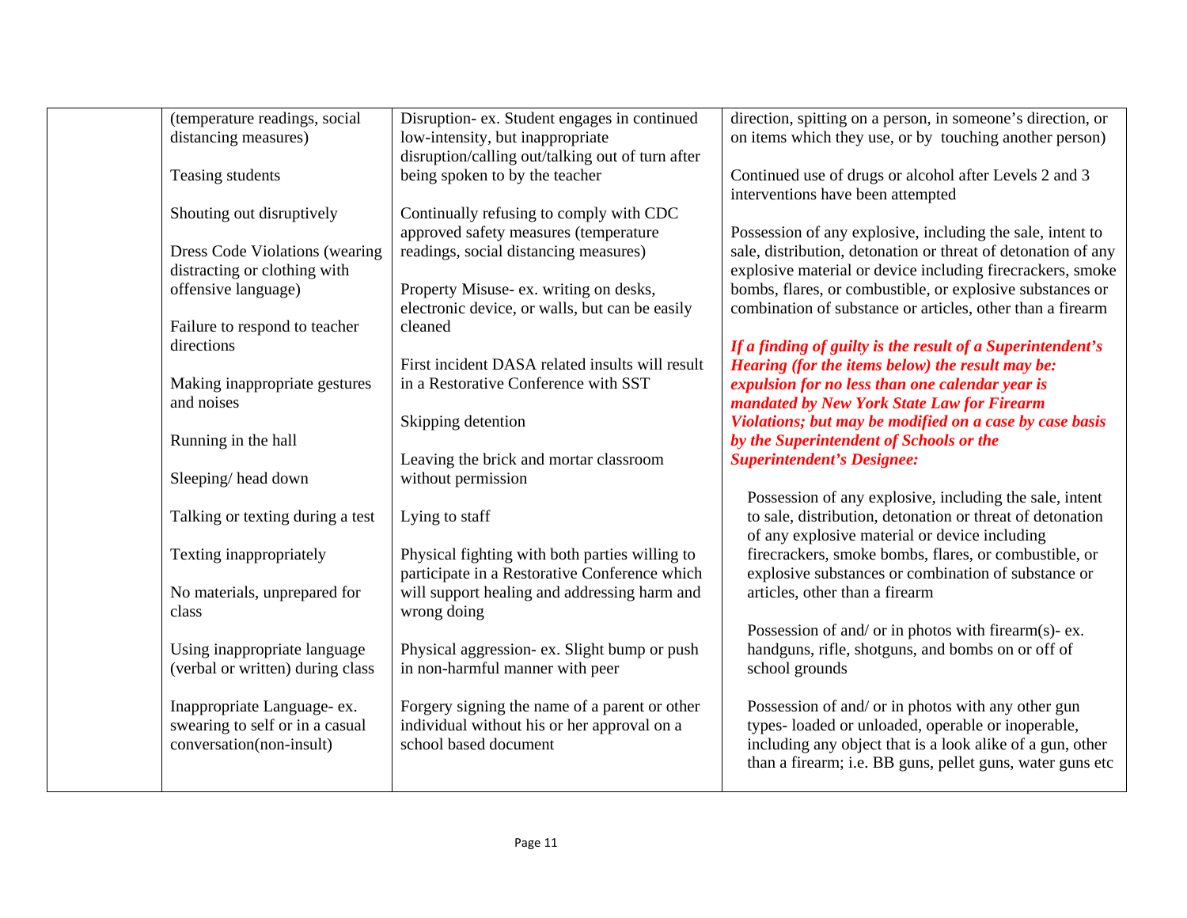| | | | |
|---|---|---|---|
| | (temperature readings, social distancing measures)<br><br>Teasing students<br><br>Shouting out disruptively<br><br>Dress Code Violations (wearing distracting or clothing with offensive language)<br><br>Failure to respond to teacher directions<br><br>Making inappropriate gestures and noises<br><br>Running in the hall<br><br>Sleeping/ head down<br><br>Talking or texting during a test<br><br>Texting inappropriately<br><br>No materials, unprepared for class<br><br>Using inappropriate language (verbal or written) during class<br><br>Inappropriate Language- ex. swearing to self or in a casual conversation(non-insult) | Disruption- ex. Student engages in continued low-intensity, but inappropriate disruption/calling out/talking out of turn after being spoken to by the teacher<br><br>Continually refusing to comply with CDC approved safety measures (temperature readings, social distancing measures)<br><br>Property Misuse- ex. writing on desks, electronic device, or walls, but can be easily cleaned<br><br>First incident DASA related insults will result in a Restorative Conference with SST<br><br>Skipping detention<br><br>Leaving the brick and mortar classroom without permission<br><br>Lying to staff<br><br>Physical fighting with both parties willing to participate in a Restorative Conference which will support healing and addressing harm and wrong doing<br><br>Physical aggression- ex. Slight bump or push in non-harmful manner with peer<br><br>Forgery signing the name of a parent or other individual without his or her approval on a school based document | direction, spitting on a person, in someone's direction, or on items which they use, or by touching another person)<br><br>Continued use of drugs or alcohol after Levels 2 and 3 interventions have been attempted<br><br>Possession of any explosive, including the sale, intent to sale, distribution, detonation or threat of detonation of any explosive material or device including firecrackers, smoke bombs, flares, or combustible, or explosive substances or combination of substance or articles, other than a firearm<br><br>***If a finding of guilty is the result of a Superintendent's Hearing (for the items below) the result may be: expulsion for no less than one calendar year is mandated by New York State Law for Firearm Violations; but may be modified on a case by case basis by the Superintendent of Schools or the Superintendent's Designee:***<br><br>Possession of any explosive, including the sale, intent to sale, distribution, detonation or threat of detonation of any explosive material or device including firecrackers, smoke bombs, flares, or combustible, or explosive substances or combination of substance or articles, other than a firearm<br><br>Possession of and/ or in photos with firearm(s)- ex. handguns, rifle, shotguns, and bombs on or off of school grounds<br><br>Possession of and/ or in photos with any other gun types- loaded or unloaded, operable or inoperable, including any object that is a look alike of a gun, other than a firearm; i.e. BB guns, pellet guns, water guns etc |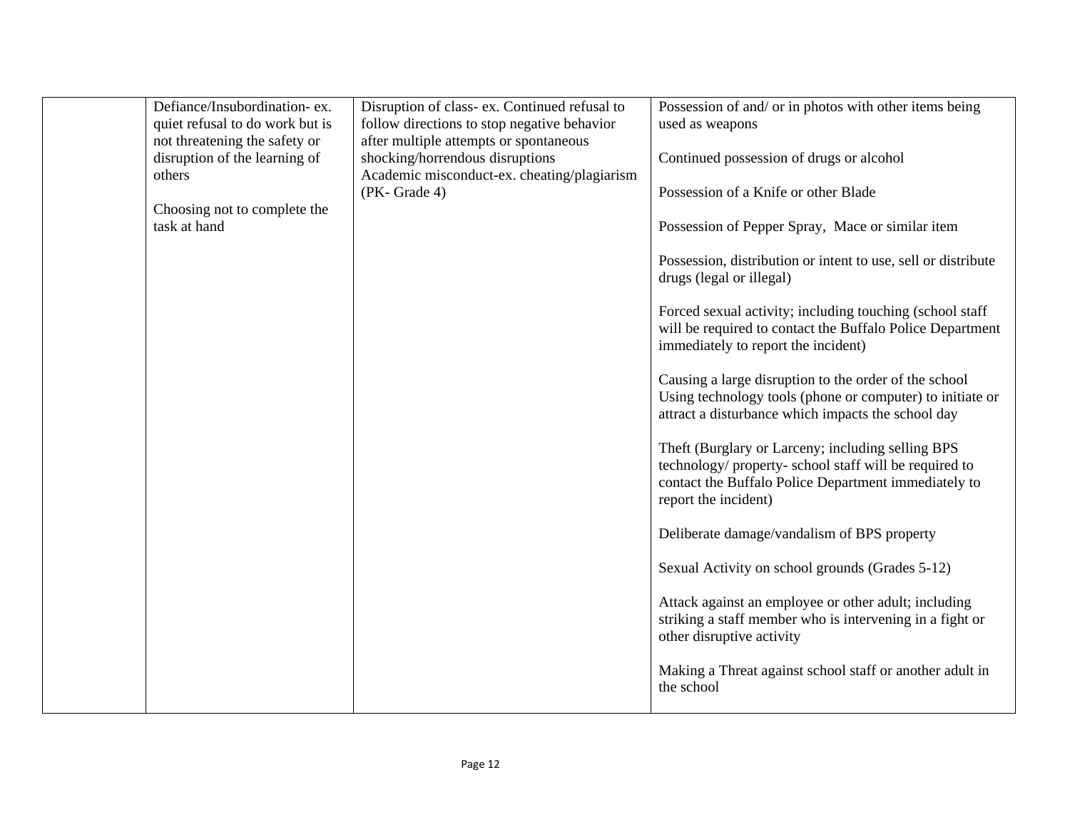| | | | |
|---|---|---|---|
| | Defiance/Insubordination- ex. quiet refusal to do work but is not threatening the safety or disruption of the learning of others<br><br>Choosing not to complete the task at hand | Disruption of class- ex. Continued refusal to follow directions to stop negative behavior after multiple attempts or spontaneous shocking/horrendous disruptions<br>Academic misconduct-ex. cheating/plagiarism (PK- Grade 4) | Possession of and/ or in photos with other items being used as weapons<br><br>Continued possession of drugs or alcohol<br><br>Possession of a Knife or other Blade<br><br>Possession of Pepper Spray, Mace or similar item<br><br>Possession, distribution or intent to use, sell or distribute drugs (legal or illegal)<br><br>Forced sexual activity; including touching (school staff will be required to contact the Buffalo Police Department immediately to report the incident)<br><br>Causing a large disruption to the order of the school Using technology tools (phone or computer) to initiate or attract a disturbance which impacts the school day<br><br>Theft (Burglary or Larceny; including selling BPS technology/ property- school staff will be required to contact the Buffalo Police Department immediately to report the incident)<br><br>Deliberate damage/vandalism of BPS property<br><br>Sexual Activity on school grounds (Grades 5-12)<br><br>Attack against an employee or other adult; including striking a staff member who is intervening in a fight or other disruptive activity<br><br>Making a Threat against school staff or another adult in the school |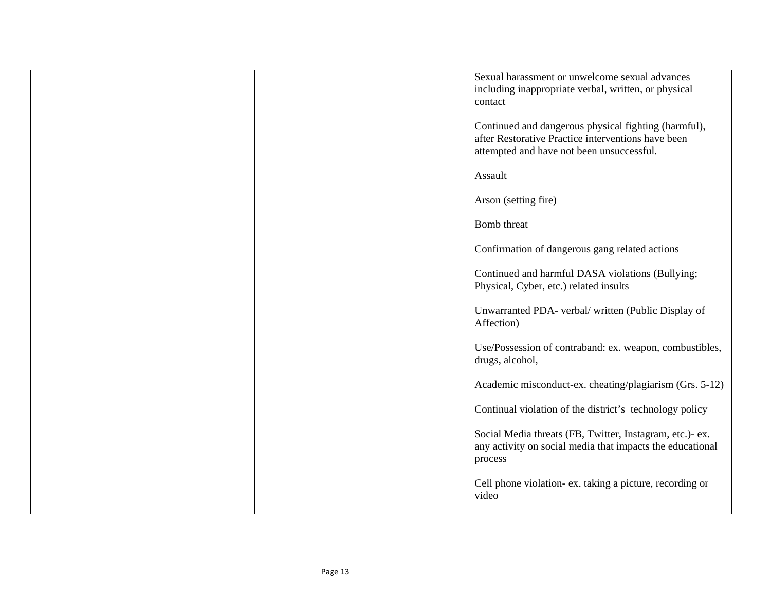|  |  |  | Sexual harassment or unwelcome sexual advances including inappropriate verbal, written, or physical contact<br><br>Continued and dangerous physical fighting (harmful), after Restorative Practice interventions have been attempted and have not been unsuccessful.<br><br>Assault<br><br>Arson (setting fire)<br><br>Bomb threat<br><br>Confirmation of dangerous gang related actions<br><br>Continued and harmful DASA violations (Bullying; Physical, Cyber, etc.) related insults<br><br>Unwarranted PDA- verbal/ written (Public Display of Affection)<br><br>Use/Possession of contraband: ex. weapon, combustibles, drugs, alcohol,<br><br>Academic misconduct-ex. cheating/plagiarism (Grs. 5-12)<br><br>Continual violation of the district's technology policy<br><br>Social Media threats (FB, Twitter, Instagram, etc.)- ex. any activity on social media that impacts the educational process<br><br>Cell phone violation- ex. taking a picture, recording or video |
|---|---|---|---|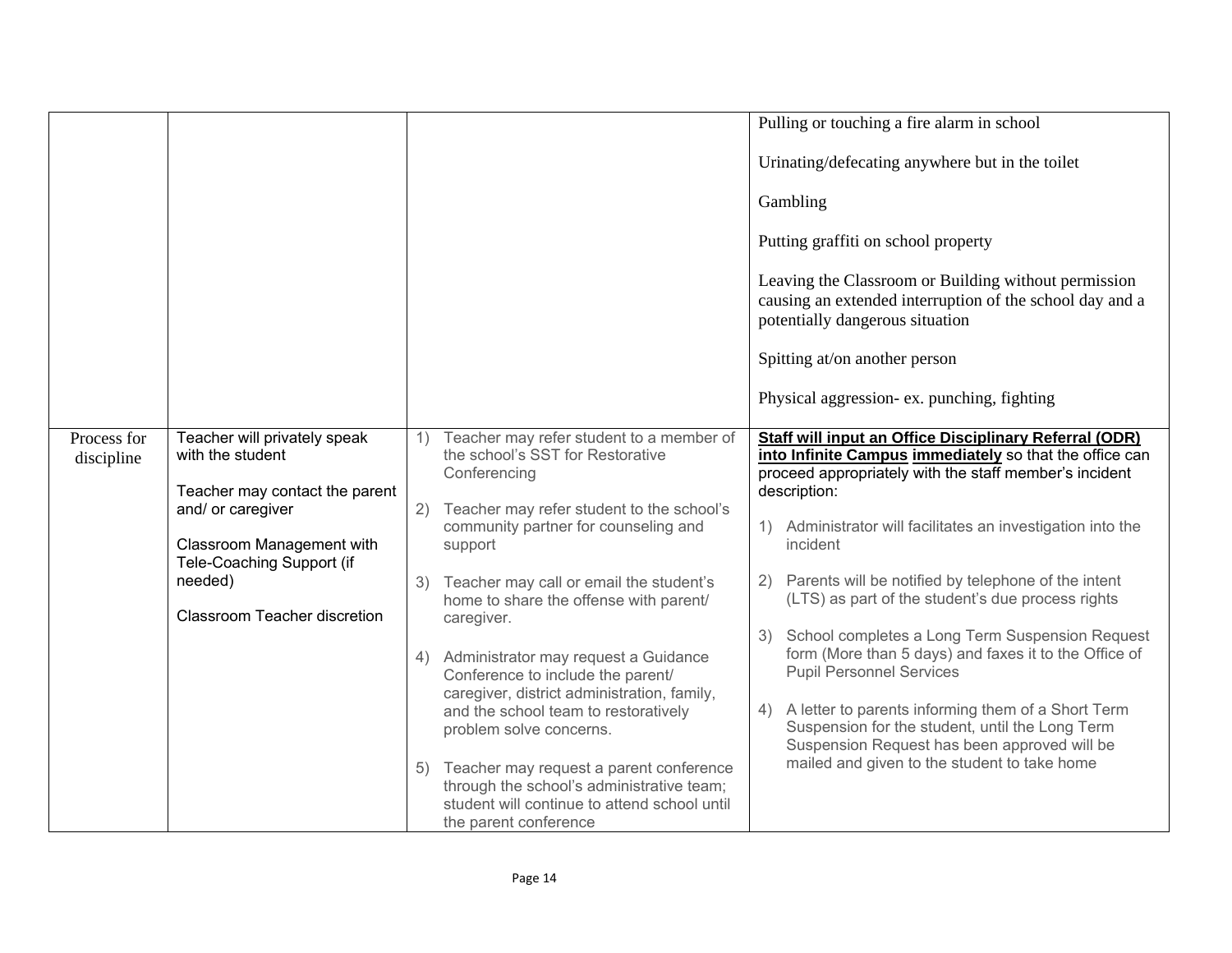| | | | |
|---|---|---|---|
| | | | Pulling or touching a fire alarm in school<br><br>Urinating/defecating anywhere but in the toilet<br><br>Gambling<br><br>Putting graffiti on school property<br><br>Leaving the Classroom or Building without permission causing an extended interruption of the school day and a potentially dangerous situation<br><br>Spitting at/on another person<br><br>Physical aggression- ex. punching, fighting |
| Process for discipline | Teacher will privately speak with the student<br><br>Teacher may contact the parent and/ or caregiver<br><br>Classroom Management with Tele-Coaching Support (if needed)<br><br>Classroom Teacher discretion | 1) Teacher may refer student to a member of the school's SST for Restorative Conferencing<br><br>2) Teacher may refer student to the school's community partner for counseling and support<br><br>3) Teacher may call or email the student's home to share the offense with parent/ caregiver.<br><br>4) Administrator may request a Guidance Conference to include the parent/ caregiver, district administration, family, and the school team to restoratively problem solve concerns.<br><br>5) Teacher may request a parent conference through the school's administrative team; student will continue to attend school until the parent conference | **Staff will input an Office Disciplinary Referral (ODR) into Infinite Campus immediately** so that the office can proceed appropriately with the staff member's incident description:<br><br>1) Administrator will facilitates an investigation into the incident<br><br>2) Parents will be notified by telephone of the intent (LTS) as part of the student's due process rights<br><br>3) School completes a Long Term Suspension Request form (More than 5 days) and faxes it to the Office of Pupil Personnel Services<br><br>4) A letter to parents informing them of a Short Term Suspension for the student, until the Long Term Suspension Request has been approved will be mailed and given to the student to take home |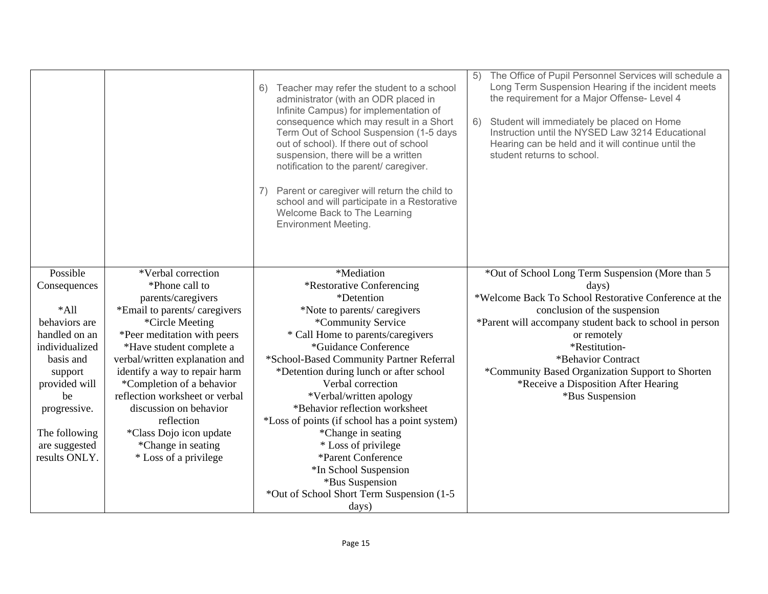| | | | |
|---|---|---|---|
| | | 6) Teacher may refer the student to a school administrator (with an ODR placed in Infinite Campus) for implementation of consequence which may result in a Short Term Out of School Suspension (1-5 days out of school). If there out of school suspension, there will be a written notification to the parent/ caregiver.<br><br>7) Parent or caregiver will return the child to school and will participate in a Restorative Welcome Back to The Learning Environment Meeting. | 5) The Office of Pupil Personnel Services will schedule a Long Term Suspension Hearing if the incident meets the requirement for a Major Offense- Level 4<br><br>6) Student will immediately be placed on Home Instruction until the NYSED Law 3214 Educational Hearing can be held and it will continue until the student returns to school. |
| Possible Consequences<br><br>*All behaviors are handled on an individualized basis and support provided will be progressive.<br><br>The following are suggested results ONLY. | *Verbal correction<br>*Phone call to parents/caregivers<br>*Email to parents/ caregivers<br>*Circle Meeting<br>*Peer meditation with peers<br>*Have student complete a verbal/written explanation and identify a way to repair harm<br>*Completion of a behavior reflection worksheet or verbal discussion on behavior reflection<br>*Class Dojo icon update<br>*Change in seating<br>* Loss of a privilege | *Mediation<br>*Restorative Conferencing<br>*Detention<br>*Note to parents/ caregivers<br>*Community Service<br>* Call Home to parents/caregivers<br>*Guidance Conference<br>*School-Based Community Partner Referral<br>*Detention during lunch or after school<br>Verbal correction<br>*Verbal/written apology<br>*Behavior reflection worksheet<br>*Loss of points (if school has a point system)<br>*Change in seating<br>* Loss of privilege<br>*Parent Conference<br>*In School Suspension<br>*Bus Suspension<br>*Out of School Short Term Suspension (1-5 days) | *Out of School Long Term Suspension (More than 5 days)<br>*Welcome Back To School Restorative Conference at the conclusion of the suspension<br>*Parent will accompany student back to school in person or remotely<br>*Restitution-<br>*Behavior Contract<br>*Community Based Organization Support to Shorten<br>*Receive a Disposition After Hearing<br>*Bus Suspension |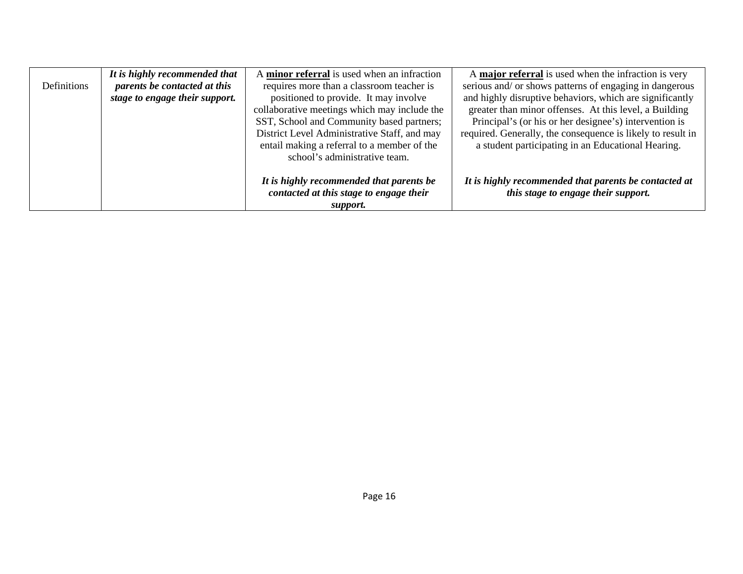| Definitions | ***It is highly recommended that parents be contacted at this stage to engage their support.*** | A **minor referral** is used when an infraction requires more than a classroom teacher is positioned to provide. It may involve collaborative meetings which may include the SST, School and Community based partners; District Level Administrative Staff, and may entail making a referral to a member of the school's administrative team.<br><br>***It is highly recommended that parents be contacted at this stage to engage their support.*** | A **major referral** is used when the infraction is very serious and/ or shows patterns of engaging in dangerous and highly disruptive behaviors, which are significantly greater than minor offenses. At this level, a Building Principal's (or his or her designee's) intervention is required. Generally, the consequence is likely to result in a student participating in an Educational Hearing.<br><br>***It is highly recommended that parents be contacted at this stage to engage their support.*** |
|---|---|---|---|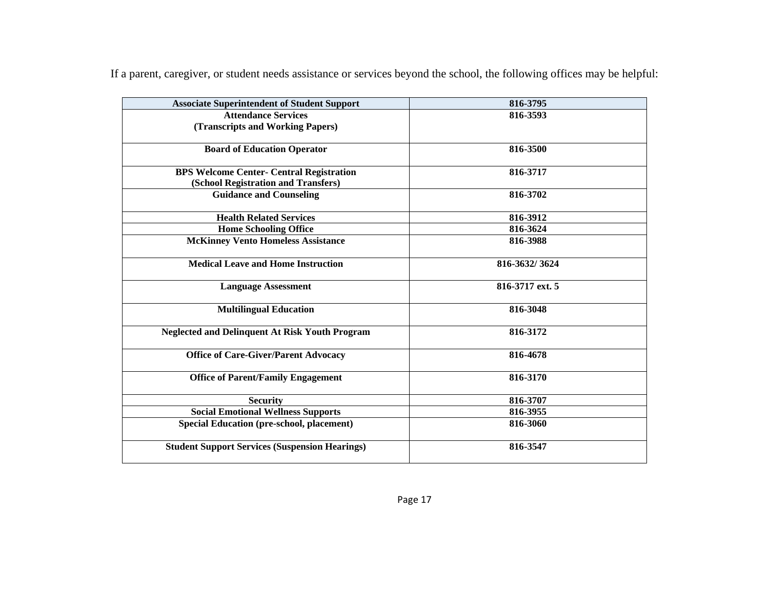If a parent, caregiver, or student needs assistance or services beyond the school, the following offices may be helpful:

| | |
|---|---|
| **Associate Superintendent of Student Support** | **816-3795** |
| **Attendance Services (Transcripts and Working Papers)** | **816-3593** |
| **Board of Education Operator** | **816-3500** |
| **BPS Welcome Center- Central Registration (School Registration and Transfers)** | **816-3717** |
| **Guidance and Counseling** | **816-3702** |
| **Health Related Services** | **816-3912** |
| **Home Schooling Office** | **816-3624** |
| **McKinney Vento Homeless Assistance** | **816-3988** |
| **Medical Leave and Home Instruction** | **816-3632/ 3624** |
| **Language Assessment** | **816-3717 ext. 5** |
| **Multilingual Education** | **816-3048** |
| **Neglected and Delinquent At Risk Youth Program** | **816-3172** |
| **Office of Care-Giver/Parent Advocacy** | **816-4678** |
| **Office of Parent/Family Engagement** | **816-3170** |
| **Security** | **816-3707** |
| **Social Emotional Wellness Supports** | **816-3955** |
| **Special Education (pre-school, placement)** | **816-3060** |
| **Student Support Services (Suspension Hearings)** | **816-3547** |